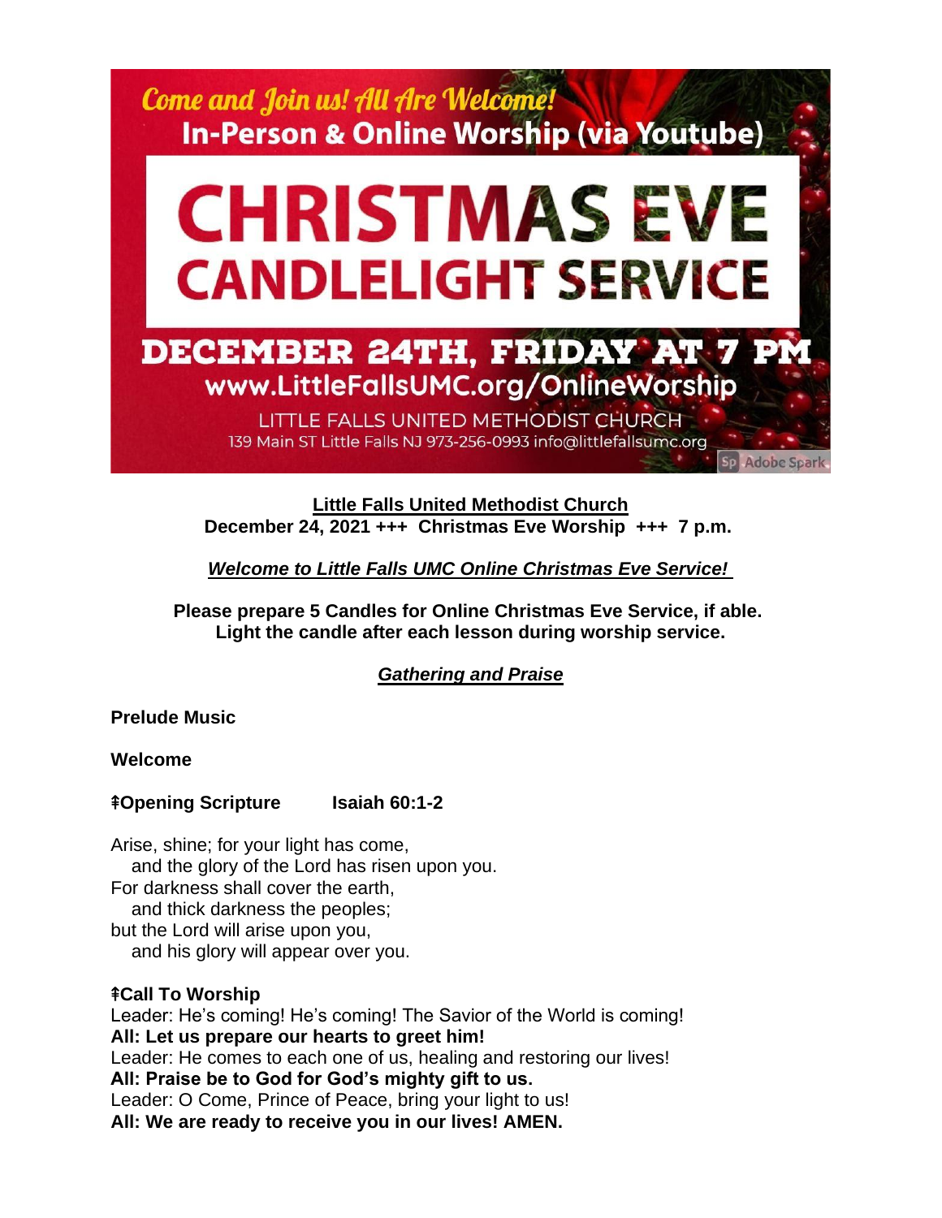Come and Join us! All Are Welcome!
In-Person & Online Worship (via Youtube)

# CHRISTMAS EVE CANDLELIGHT SERVICE

DECEMBER 24TH, FRIDAY AT 7 PM
www.LittleFallsUMC.org/OnlineWorship

LITTLE FALLS UNITED METHODIST CHURCH
139 Main ST Little Falls NJ 973-256-0993 info@littlefallsumc.org

**Little Falls United Methodist Church**
**December 24, 2021 +++ Christmas Eve Worship +++ 7 p.m.**

***Welcome to Little Falls UMC Online Christmas Eve Service!***

**Please prepare 5 Candles for Online Christmas Eve Service, if able.**
**Light the candle after each lesson during worship service.**

## *Gathering and Praise*

**Prelude Music**

**Welcome**

**☦Opening Scripture Isaiah 60:1-2**

Arise, shine; for your light has come,
and the glory of the Lord has risen upon you.
For darkness shall cover the earth,
and thick darkness the peoples;
but the Lord will arise upon you,
and his glory will appear over you.

**☦Call To Worship**
Leader: He's coming! He's coming! The Savior of the World is coming!
**All: Let us prepare our hearts to greet him!**
Leader: He comes to each one of us, healing and restoring our lives!
**All: Praise be to God for God's mighty gift to us.**
Leader: O Come, Prince of Peace, bring your light to us!
**All: We are ready to receive you in our lives! AMEN.**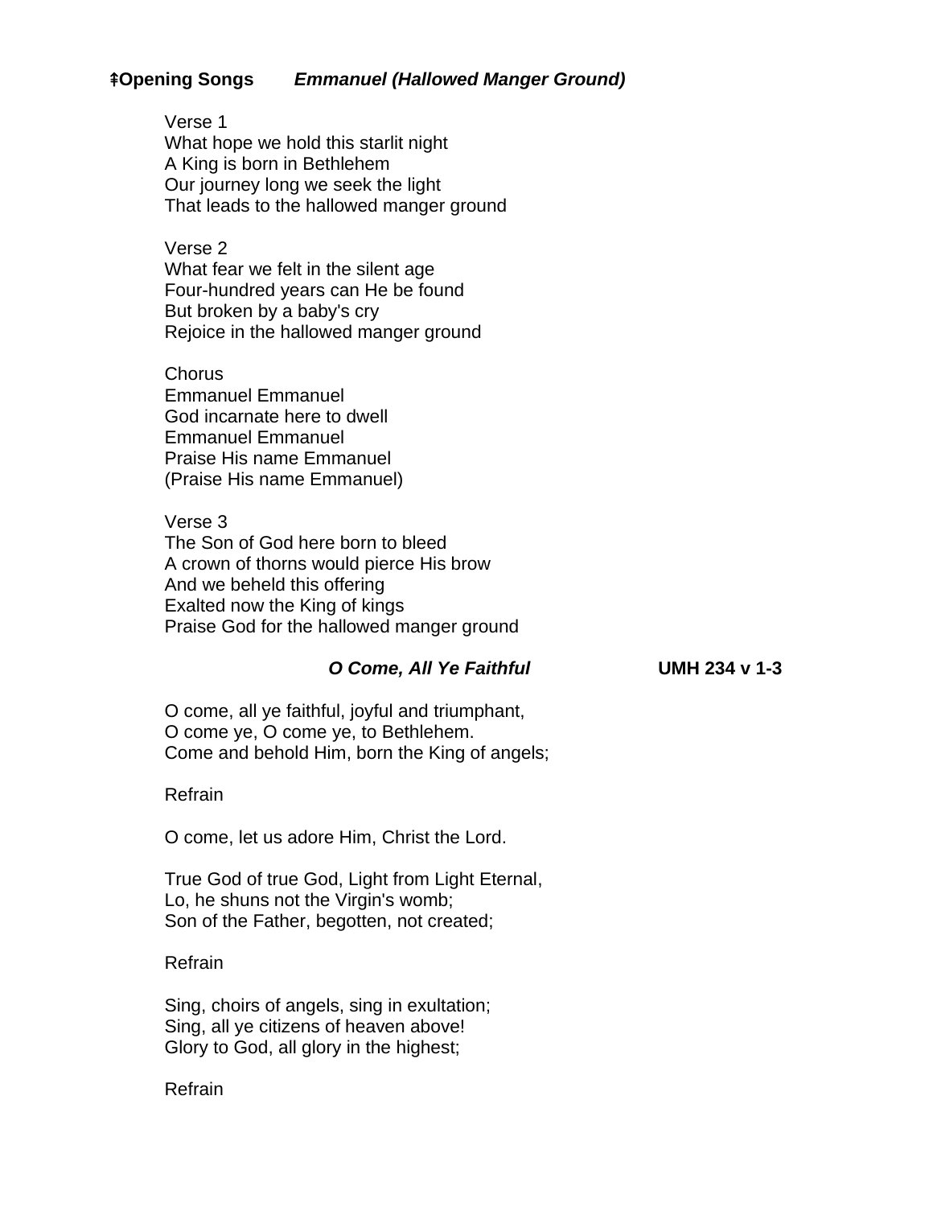**⇞Opening Songs** ***Emmanuel (Hallowed Manger Ground)***

Verse 1
What hope we hold this starlit night
A King is born in Bethlehem
Our journey long we seek the light
That leads to the hallowed manger ground

Verse 2
What fear we felt in the silent age
Four-hundred years can He be found
But broken by a baby's cry
Rejoice in the hallowed manger ground

Chorus
Emmanuel Emmanuel
God incarnate here to dwell
Emmanuel Emmanuel
Praise His name Emmanuel
(Praise His name Emmanuel)

Verse 3
The Son of God here born to bleed
A crown of thorns would pierce His brow
And we beheld this offering
Exalted now the King of kings
Praise God for the hallowed manger ground

***O Come, All Ye Faithful*** **UMH 234 v 1-3**

O come, all ye faithful, joyful and triumphant,
O come ye, O come ye, to Bethlehem.
Come and behold Him, born the King of angels;

Refrain

O come, let us adore Him, Christ the Lord.

True God of true God, Light from Light Eternal,
Lo, he shuns not the Virgin's womb;
Son of the Father, begotten, not created;

Refrain

Sing, choirs of angels, sing in exultation;
Sing, all ye citizens of heaven above!
Glory to God, all glory in the highest;

Refrain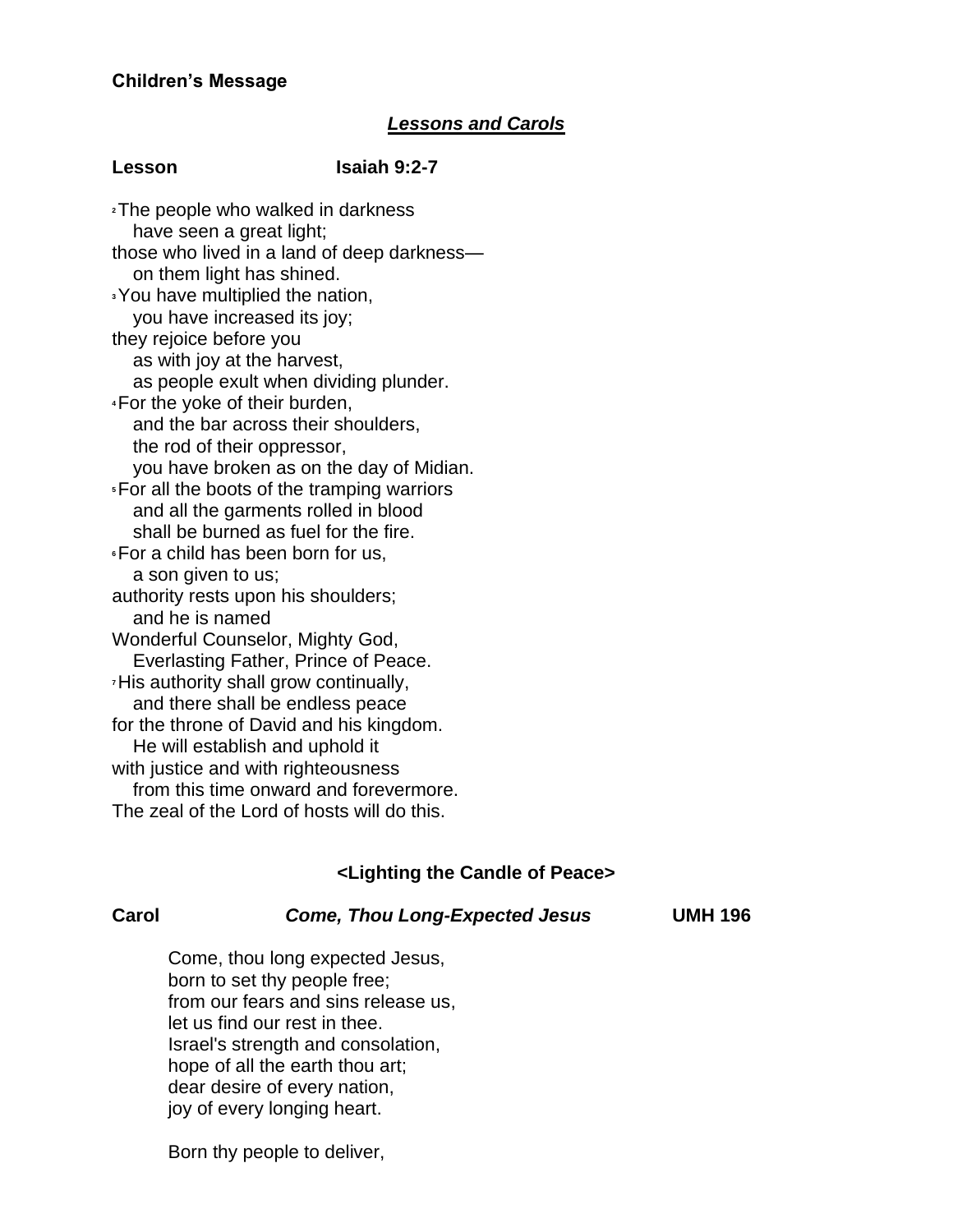**Children's Message**

***Lessons and Carols***

**Lesson** **Isaiah 9:2-7**

[2] The people who walked in darkness
   have seen a great light;
those who lived in a land of deep darkness—
   on them light has shined.
[3] You have multiplied the nation,
   you have increased its joy;
they rejoice before you
   as with joy at the harvest,
   as people exult when dividing plunder.
[4] For the yoke of their burden,
   and the bar across their shoulders,
   the rod of their oppressor,
   you have broken as on the day of Midian.
[5] For all the boots of the tramping warriors
   and all the garments rolled in blood
   shall be burned as fuel for the fire.
[6] For a child has been born for us,
   a son given to us;
authority rests upon his shoulders;
   and he is named
Wonderful Counselor, Mighty God,
   Everlasting Father, Prince of Peace.
[7] His authority shall grow continually,
   and there shall be endless peace
for the throne of David and his kingdom.
   He will establish and uphold it
with justice and with righteousness
   from this time onward and forevermore.
The zeal of the Lord of hosts will do this.

**<Lighting the Candle of Peace>**

**Carol** ***Come, Thou Long-Expected Jesus*** **UMH 196**

Come, thou long expected Jesus,
born to set thy people free;
from our fears and sins release us,
let us find our rest in thee.
Israel's strength and consolation,
hope of all the earth thou art;
dear desire of every nation,
joy of every longing heart.

Born thy people to deliver,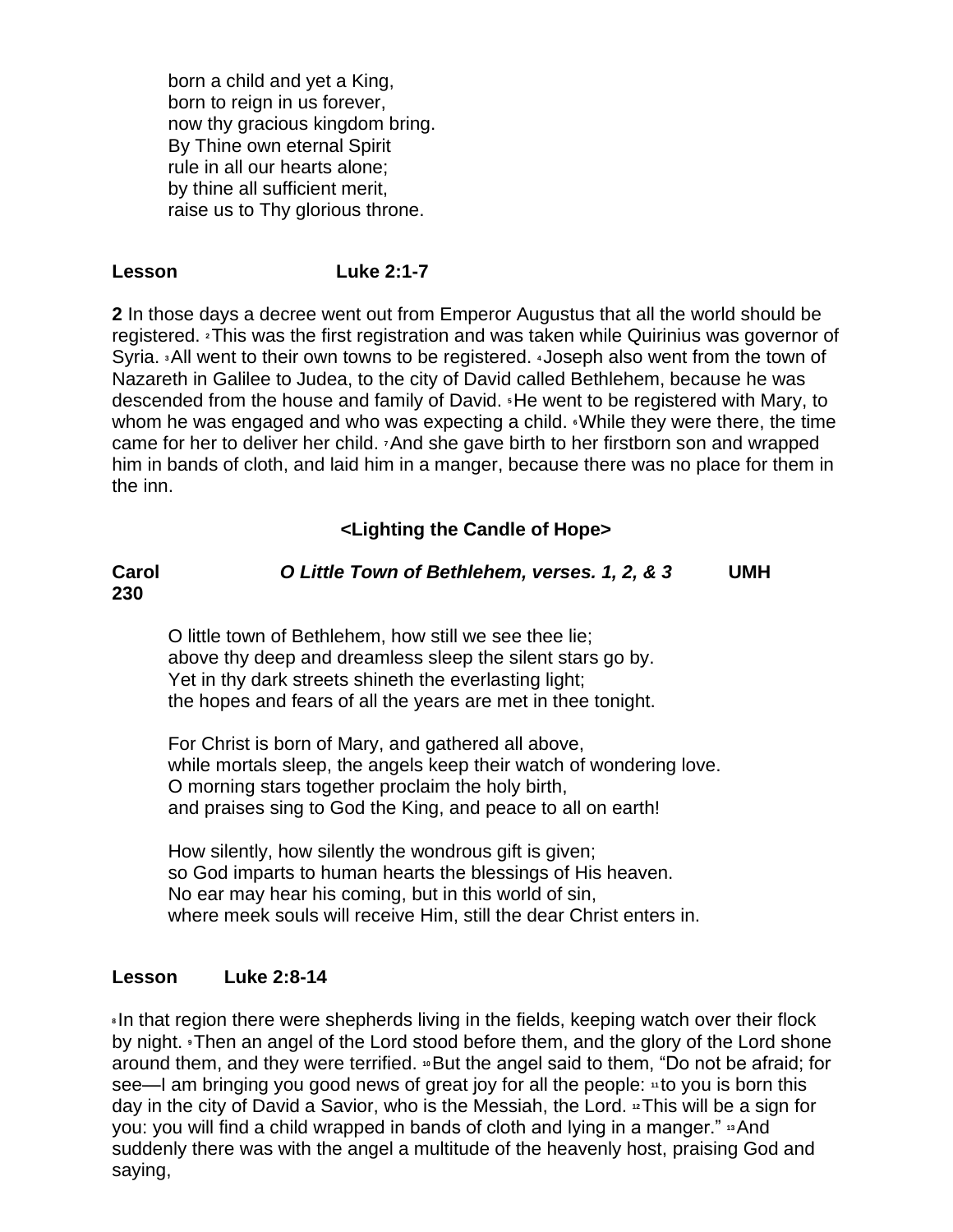born a child and yet a King,  
born to reign in us forever,  
now thy gracious kingdom bring.  
By Thine own eternal Spirit  
rule in all our hearts alone;  
by thine all sufficient merit,  
raise us to Thy glorious throne.

**Lesson Luke 2:1-7**

**2** In those days a decree went out from Emperor Augustus that all the world should be registered. [2] This was the first registration and was taken while Quirinius was governor of Syria. [3] All went to their own towns to be registered. [4] Joseph also went from the town of Nazareth in Galilee to Judea, to the city of David called Bethlehem, because he was descended from the house and family of David. [5] He went to be registered with Mary, to whom he was engaged and who was expecting a child. [6] While they were there, the time came for her to deliver her child. [7] And she gave birth to her firstborn son and wrapped him in bands of cloth, and laid him in a manger, because there was no place for them in the inn.

**<Lighting the Candle of Hope>**

**Carol** ***O Little Town of Bethlehem, verses. 1, 2, & 3*** **UMH 230**

O little town of Bethlehem, how still we see thee lie;  
above thy deep and dreamless sleep the silent stars go by.  
Yet in thy dark streets shineth the everlasting light;  
the hopes and fears of all the years are met in thee tonight.

For Christ is born of Mary, and gathered all above,  
while mortals sleep, the angels keep their watch of wondering love.  
O morning stars together proclaim the holy birth,  
and praises sing to God the King, and peace to all on earth!

How silently, how silently the wondrous gift is given;  
so God imparts to human hearts the blessings of His heaven.  
No ear may hear his coming, but in this world of sin,  
where meek souls will receive Him, still the dear Christ enters in.

**Lesson Luke 2:8-14**

[8] In that region there were shepherds living in the fields, keeping watch over their flock by night. [9] Then an angel of the Lord stood before them, and the glory of the Lord shone around them, and they were terrified. [10] But the angel said to them, "Do not be afraid; for see—I am bringing you good news of great joy for all the people: [11] to you is born this day in the city of David a Savior, who is the Messiah, the Lord. [12] This will be a sign for you: you will find a child wrapped in bands of cloth and lying in a manger." [13] And suddenly there was with the angel a multitude of the heavenly host, praising God and saying,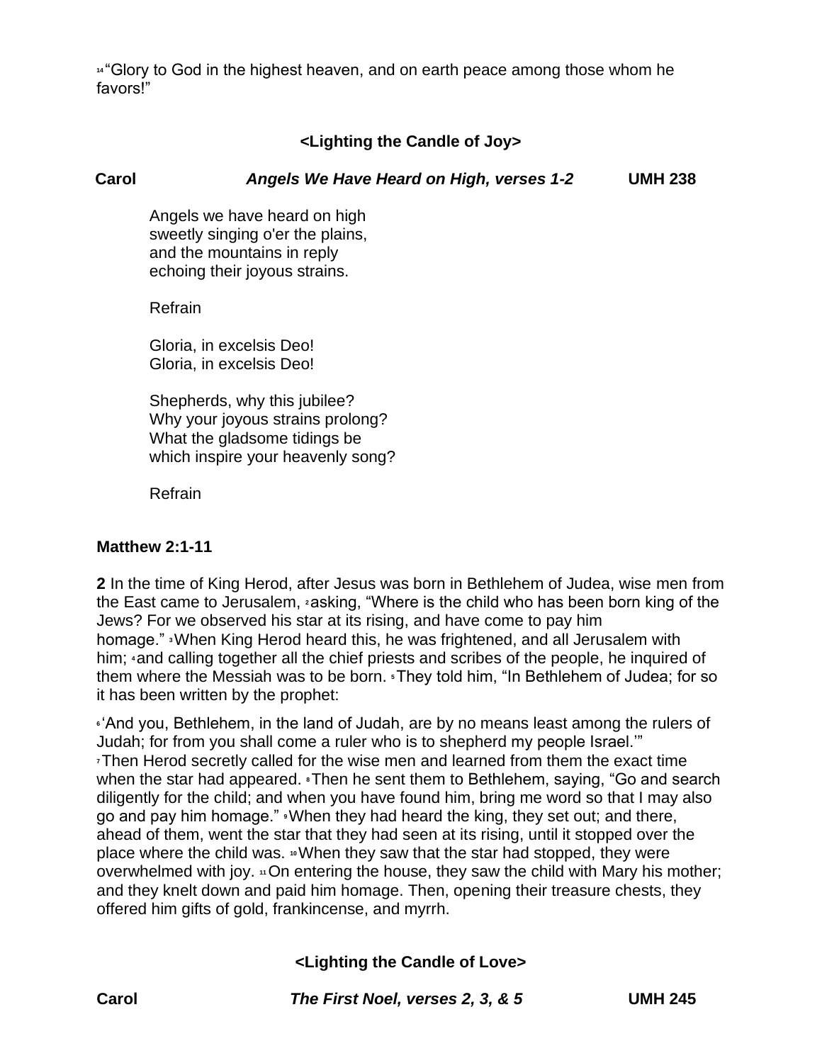[14] "Glory to God in the highest heaven, and on earth peace among those whom he favors!"

**<Lighting the Candle of Joy>**

**Carol** ***Angels We Have Heard on High, verses 1-2*** **UMH 238**

Angels we have heard on high
sweetly singing o'er the plains,
and the mountains in reply
echoing their joyous strains.

Refrain

Gloria, in excelsis Deo!
Gloria, in excelsis Deo!

Shepherds, why this jubilee?
Why your joyous strains prolong?
What the gladsome tidings be
which inspire your heavenly song?

Refrain

**Matthew 2:1-11**

**2** In the time of King Herod, after Jesus was born in Bethlehem of Judea, wise men from the East came to Jerusalem, [2] asking, "Where is the child who has been born king of the Jews? For we observed his star at its rising, and have come to pay him homage." [3] When King Herod heard this, he was frightened, and all Jerusalem with him; [4] and calling together all the chief priests and scribes of the people, he inquired of them where the Messiah was to be born. [5] They told him, "In Bethlehem of Judea; for so it has been written by the prophet:

[6] 'And you, Bethlehem, in the land of Judah, are by no means least among the rulers of Judah; for from you shall come a ruler who is to shepherd my people Israel.'"
[7] Then Herod secretly called for the wise men and learned from them the exact time when the star had appeared. [8] Then he sent them to Bethlehem, saying, "Go and search diligently for the child; and when you have found him, bring me word so that I may also go and pay him homage." [9] When they had heard the king, they set out; and there, ahead of them, went the star that they had seen at its rising, until it stopped over the place where the child was. [10] When they saw that the star had stopped, they were overwhelmed with joy. [11] On entering the house, they saw the child with Mary his mother; and they knelt down and paid him homage. Then, opening their treasure chests, they offered him gifts of gold, frankincense, and myrrh.

**<Lighting the Candle of Love>**

**Carol** ***The First Noel, verses 2, 3, & 5*** **UMH 245**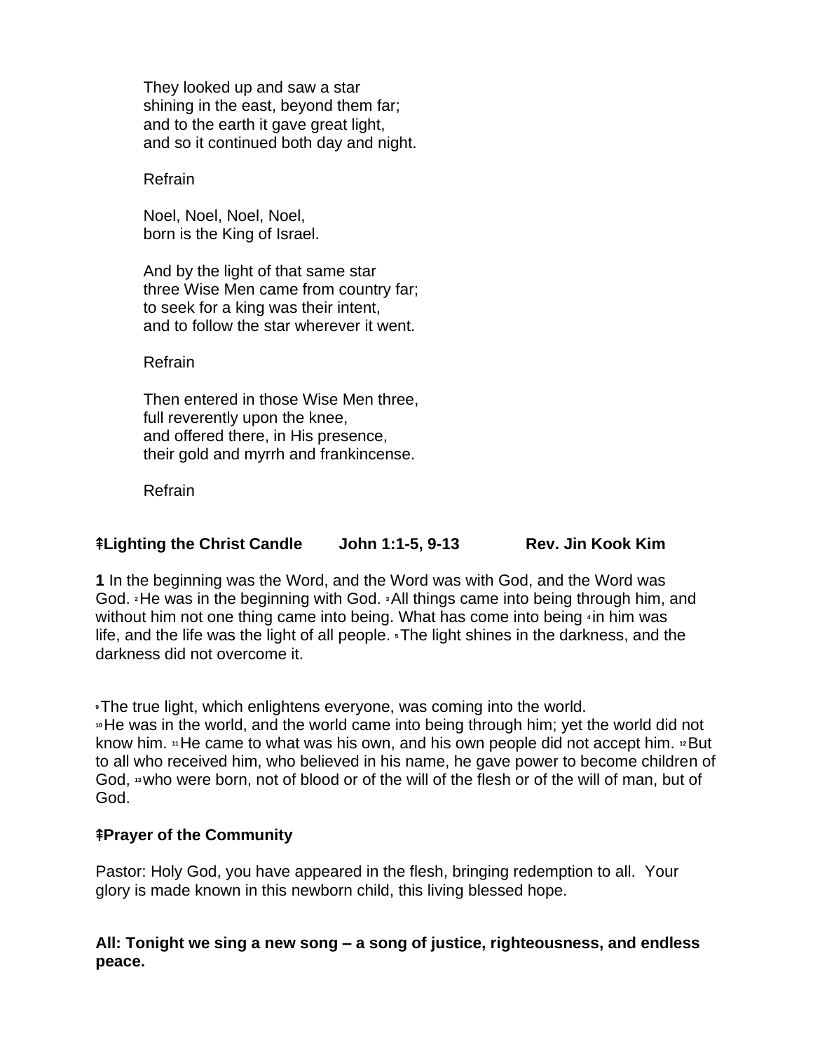They looked up and saw a star
shining in the east, beyond them far;
and to the earth it gave great light,
and so it continued both day and night.

Refrain

Noel, Noel, Noel, Noel,
born is the King of Israel.

And by the light of that same star
three Wise Men came from country far;
to seek for a king was their intent,
and to follow the star wherever it went.

Refrain

Then entered in those Wise Men three,
full reverently upon the knee,
and offered there, in His presence,
their gold and myrrh and frankincense.

Refrain

**⇞Lighting the Christ Candle John 1:1-5, 9-13 Rev. Jin Kook Kim**

**1** In the beginning was the Word, and the Word was with God, and the Word was God. [2] He was in the beginning with God. [3] All things came into being through him, and without him not one thing came into being. What has come into being [4] in him was life, and the life was the light of all people. [5] The light shines in the darkness, and the darkness did not overcome it.

[9] The true light, which enlightens everyone, was coming into the world. [10] He was in the world, and the world came into being through him; yet the world did not know him. [11] He came to what was his own, and his own people did not accept him. [12] But to all who received him, who believed in his name, he gave power to become children of God, [13] who were born, not of blood or of the will of the flesh or of the will of man, but of God.

**⇞Prayer of the Community**

Pastor: Holy God, you have appeared in the flesh, bringing redemption to all. Your glory is made known in this newborn child, this living blessed hope.

**All: Tonight we sing a new song – a song of justice, righteousness, and endless peace.**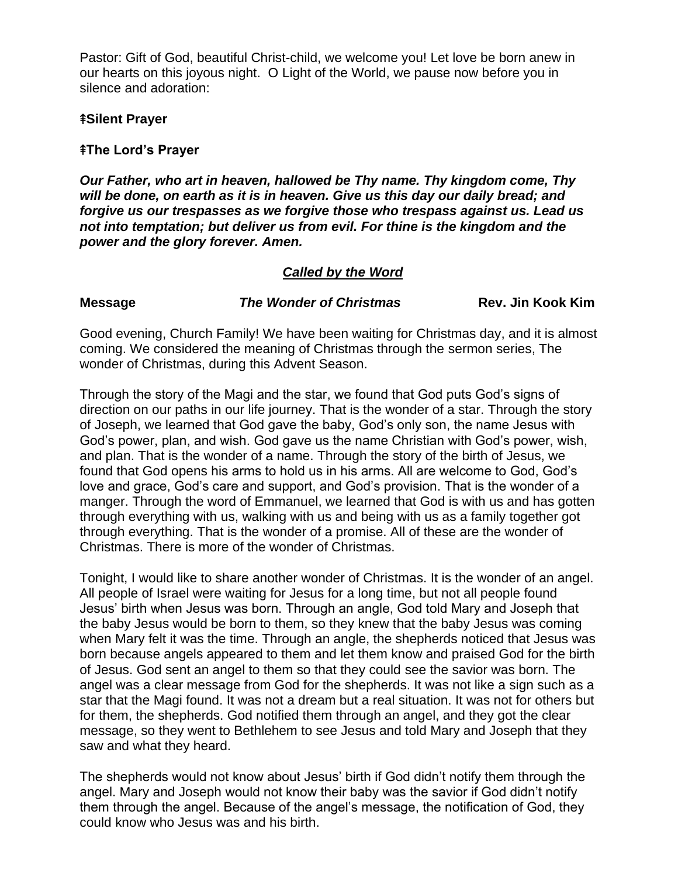Pastor: Gift of God, beautiful Christ-child, we welcome you! Let love be born anew in our hearts on this joyous night. O Light of the World, we pause now before you in silence and adoration:

**ǂSilent Prayer**

**ǂThe Lord's Prayer**

***Our Father, who art in heaven, hallowed be Thy name. Thy kingdom come, Thy will be done, on earth as it is in heaven. Give us this day our daily bread; and forgive us our trespasses as we forgive those who trespass against us. Lead us not into temptation; but deliver us from evil. For thine is the kingdom and the power and the glory forever. Amen.***

## ***Called by the Word***

**Message** ***The Wonder of Christmas*** **Rev. Jin Kook Kim**

Good evening, Church Family! We have been waiting for Christmas day, and it is almost coming. We considered the meaning of Christmas through the sermon series, The wonder of Christmas, during this Advent Season.

Through the story of the Magi and the star, we found that God puts God's signs of direction on our paths in our life journey. That is the wonder of a star. Through the story of Joseph, we learned that God gave the baby, God's only son, the name Jesus with God's power, plan, and wish. God gave us the name Christian with God's power, wish, and plan. That is the wonder of a name. Through the story of the birth of Jesus, we found that God opens his arms to hold us in his arms. All are welcome to God, God's love and grace, God's care and support, and God's provision. That is the wonder of a manger. Through the word of Emmanuel, we learned that God is with us and has gotten through everything with us, walking with us and being with us as a family together got through everything. That is the wonder of a promise. All of these are the wonder of Christmas. There is more of the wonder of Christmas.

Tonight, I would like to share another wonder of Christmas. It is the wonder of an angel. All people of Israel were waiting for Jesus for a long time, but not all people found Jesus' birth when Jesus was born. Through an angle, God told Mary and Joseph that the baby Jesus would be born to them, so they knew that the baby Jesus was coming when Mary felt it was the time. Through an angle, the shepherds noticed that Jesus was born because angels appeared to them and let them know and praised God for the birth of Jesus. God sent an angel to them so that they could see the savior was born. The angel was a clear message from God for the shepherds. It was not like a sign such as a star that the Magi found. It was not a dream but a real situation. It was not for others but for them, the shepherds. God notified them through an angel, and they got the clear message, so they went to Bethlehem to see Jesus and told Mary and Joseph that they saw and what they heard.

The shepherds would not know about Jesus' birth if God didn't notify them through the angel. Mary and Joseph would not know their baby was the savior if God didn't notify them through the angel. Because of the angel's message, the notification of God, they could know who Jesus was and his birth.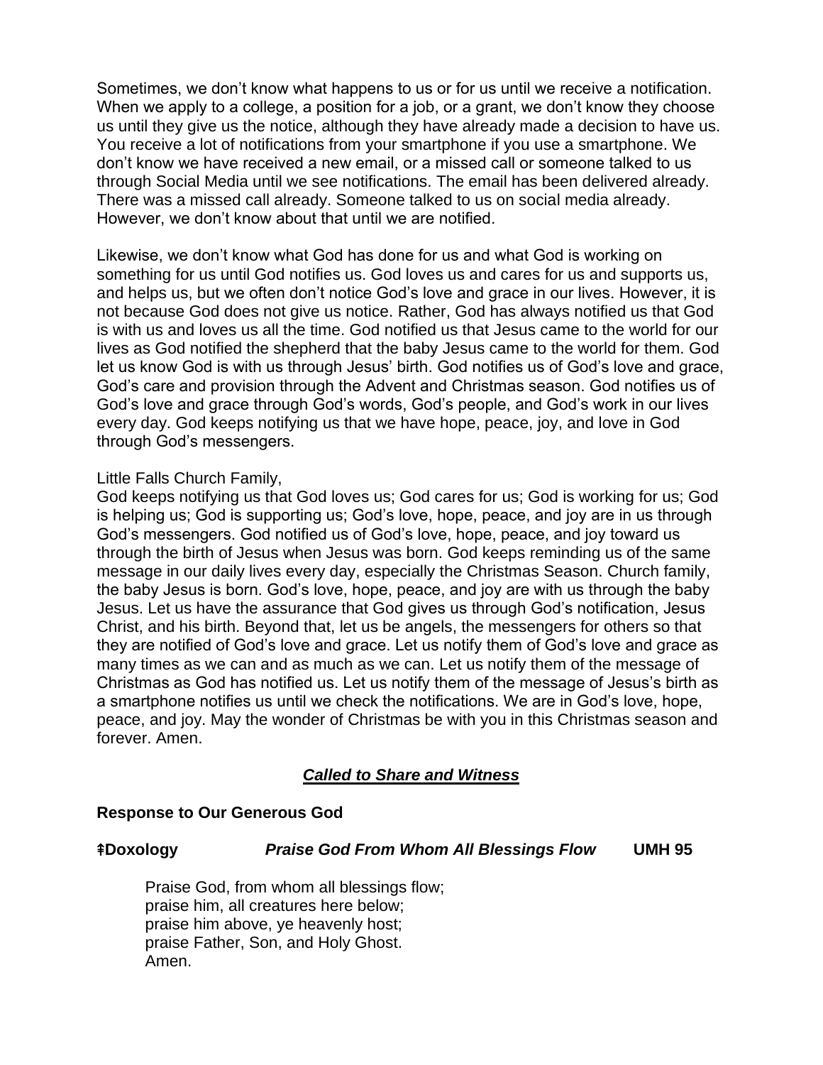Sometimes, we don't know what happens to us or for us until we receive a notification. When we apply to a college, a position for a job, or a grant, we don't know they choose us until they give us the notice, although they have already made a decision to have us. You receive a lot of notifications from your smartphone if you use a smartphone. We don't know we have received a new email, or a missed call or someone talked to us through Social Media until we see notifications. The email has been delivered already. There was a missed call already. Someone talked to us on social media already. However, we don't know about that until we are notified.

Likewise, we don't know what God has done for us and what God is working on something for us until God notifies us. God loves us and cares for us and supports us, and helps us, but we often don't notice God's love and grace in our lives. However, it is not because God does not give us notice. Rather, God has always notified us that God is with us and loves us all the time. God notified us that Jesus came to the world for our lives as God notified the shepherd that the baby Jesus came to the world for them. God let us know God is with us through Jesus' birth. God notifies us of God's love and grace, God's care and provision through the Advent and Christmas season. God notifies us of God's love and grace through God's words, God's people, and God's work in our lives every day. God keeps notifying us that we have hope, peace, joy, and love in God through God's messengers.

Little Falls Church Family,
God keeps notifying us that God loves us; God cares for us; God is working for us; God is helping us; God is supporting us; God's love, hope, peace, and joy are in us through God's messengers. God notified us of God's love, hope, peace, and joy toward us through the birth of Jesus when Jesus was born. God keeps reminding us of the same message in our daily lives every day, especially the Christmas Season. Church family, the baby Jesus is born. God's love, hope, peace, and joy are with us through the baby Jesus. Let us have the assurance that God gives us through God's notification, Jesus Christ, and his birth. Beyond that, let us be angels, the messengers for others so that they are notified of God's love and grace. Let us notify them of God's love and grace as many times as we can and as much as we can. Let us notify them of the message of Christmas as God has notified us. Let us notify them of the message of Jesus's birth as a smartphone notifies us until we check the notifications. We are in God's love, hope, peace, and joy. May the wonder of Christmas be with you in this Christmas season and forever. Amen.

***Called to Share and Witness***

**Response to Our Generous God**

**⇞Doxology** ***Praise God From Whom All Blessings Flow*** **UMH 95**

Praise God, from whom all blessings flow;
praise him, all creatures here below;
praise him above, ye heavenly host;
praise Father, Son, and Holy Ghost.
Amen.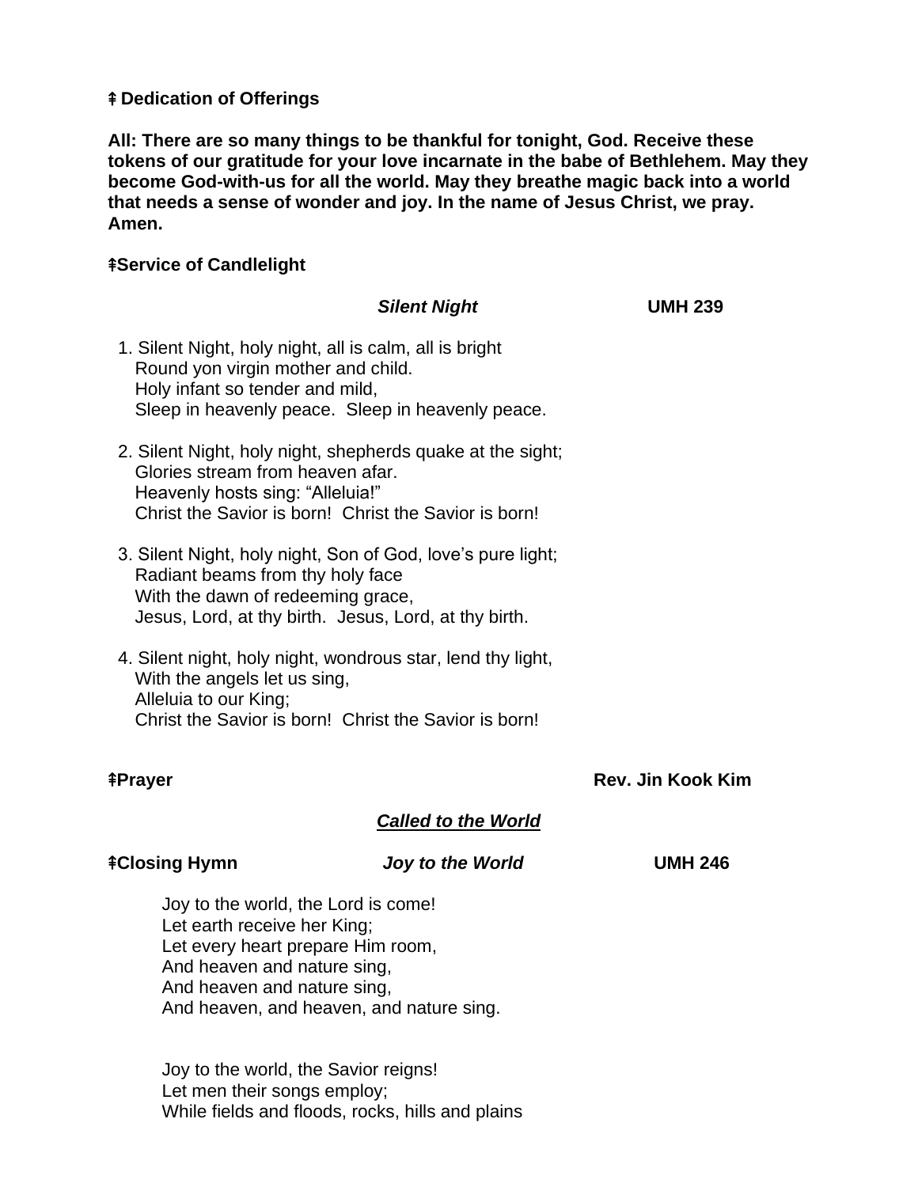**ǂ Dedication of Offerings**

**All: There are so many things to be thankful for tonight, God. Receive these tokens of our gratitude for your love incarnate in the babe of Bethlehem. May they become God-with-us for all the world. May they breathe magic back into a world that needs a sense of wonder and joy. In the name of Jesus Christ, we pray. Amen.**

**ǂService of Candlelight**

***Silent Night*** **UMH 239**

1. Silent Night, holy night, all is calm, all is bright  
   Round yon virgin mother and child.  
   Holy infant so tender and mild,  
   Sleep in heavenly peace.  Sleep in heavenly peace.

2. Silent Night, holy night, shepherds quake at the sight;  
   Glories stream from heaven afar.  
   Heavenly hosts sing: "Alleluia!"  
   Christ the Savior is born!  Christ the Savior is born!

3. Silent Night, holy night, Son of God, love's pure light;  
   Radiant beams from thy holy face  
   With the dawn of redeeming grace,  
   Jesus, Lord, at thy birth.  Jesus, Lord, at thy birth.

4. Silent night, holy night, wondrous star, lend thy light,  
   With the angels let us sing,  
   Alleluia to our King;  
   Christ the Savior is born!  Christ the Savior is born!

**ǂPrayer** **Rev. Jin Kook Kim**

***Called to the World***

**ǂClosing Hymn** ***Joy to the World*** **UMH 246**

Joy to the world, the Lord is come!  
Let earth receive her King;  
Let every heart prepare Him room,  
And heaven and nature sing,  
And heaven and nature sing,  
And heaven, and heaven, and nature sing.

Joy to the world, the Savior reigns!  
Let men their songs employ;  
While fields and floods, rocks, hills and plains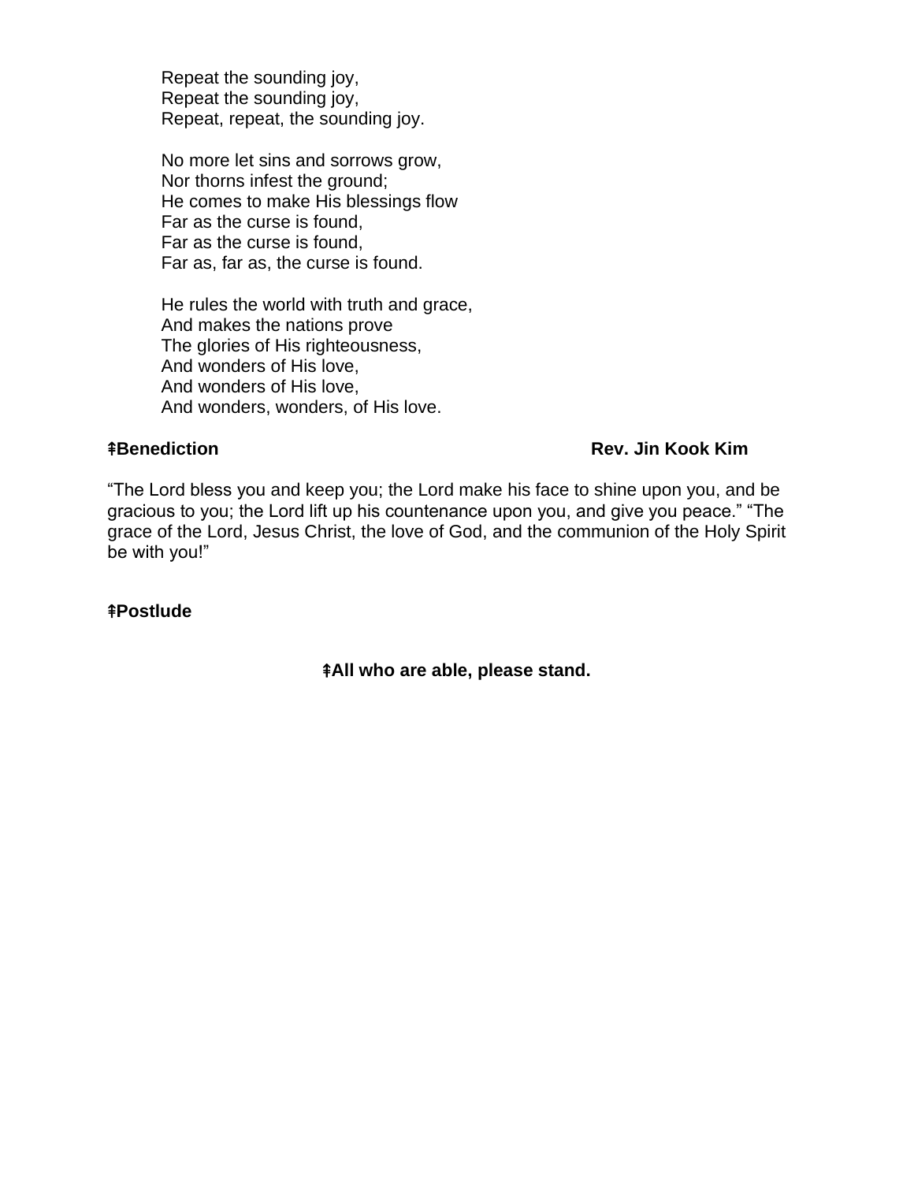Repeat the sounding joy,
Repeat the sounding joy,
Repeat, repeat, the sounding joy.

No more let sins and sorrows grow,
Nor thorns infest the ground;
He comes to make His blessings flow
Far as the curse is found,
Far as the curse is found,
Far as, far as, the curse is found.

He rules the world with truth and grace,
And makes the nations prove
The glories of His righteousness,
And wonders of His love,
And wonders of His love,
And wonders, wonders, of His love.

**ǂBenediction** **Rev. Jin Kook Kim**

“The Lord bless you and keep you; the Lord make his face to shine upon you, and be gracious to you; the Lord lift up his countenance upon you, and give you peace.” “The grace of the Lord, Jesus Christ, the love of God, and the communion of the Holy Spirit be with you!”

**ǂPostlude**

**ǂAll who are able, please stand.**